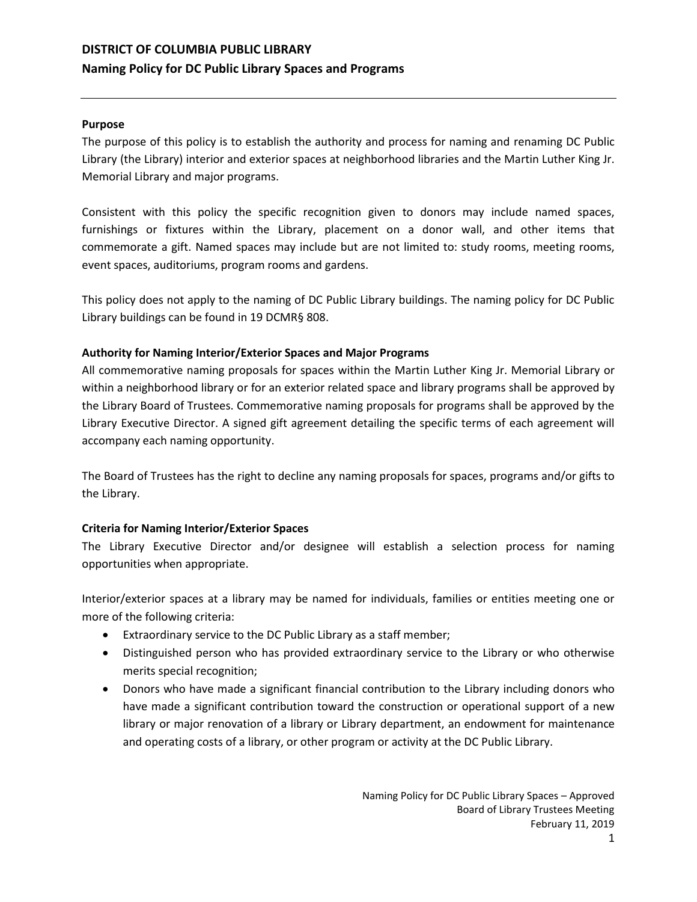# DISTRICT OF COLUMBIA PUBLIC LIBRARY
## Naming Policy for DC Public Library Spaces and Programs

### Purpose

The purpose of this policy is to establish the authority and process for naming and renaming DC Public Library (the Library) interior and exterior spaces at neighborhood libraries and the Martin Luther King Jr. Memorial Library and major programs.

Consistent with this policy the specific recognition given to donors may include named spaces, furnishings or fixtures within the Library, placement on a donor wall, and other items that commemorate a gift. Named spaces may include but are not limited to: study rooms, meeting rooms, event spaces, auditoriums, program rooms and gardens.

This policy does not apply to the naming of DC Public Library buildings. The naming policy for DC Public Library buildings can be found in 19 DCMR§ 808.

### Authority for Naming Interior/Exterior Spaces and Major Programs

All commemorative naming proposals for spaces within the Martin Luther King Jr. Memorial Library or within a neighborhood library or for an exterior related space and library programs shall be approved by the Library Board of Trustees. Commemorative naming proposals for programs shall be approved by the Library Executive Director. A signed gift agreement detailing the specific terms of each agreement will accompany each naming opportunity.

The Board of Trustees has the right to decline any naming proposals for spaces, programs and/or gifts to the Library.

### Criteria for Naming Interior/Exterior Spaces

The Library Executive Director and/or designee will establish a selection process for naming opportunities when appropriate.

Interior/exterior spaces at a library may be named for individuals, families or entities meeting one or more of the following criteria:

- Extraordinary service to the DC Public Library as a staff member;
- Distinguished person who has provided extraordinary service to the Library or who otherwise merits special recognition;
- Donors who have made a significant financial contribution to the Library including donors who have made a significant contribution toward the construction or operational support of a new library or major renovation of a library or Library department, an endowment for maintenance and operating costs of a library, or other program or activity at the DC Public Library.

Naming Policy for DC Public Library Spaces – Approved
Board of Library Trustees Meeting
February 11, 2019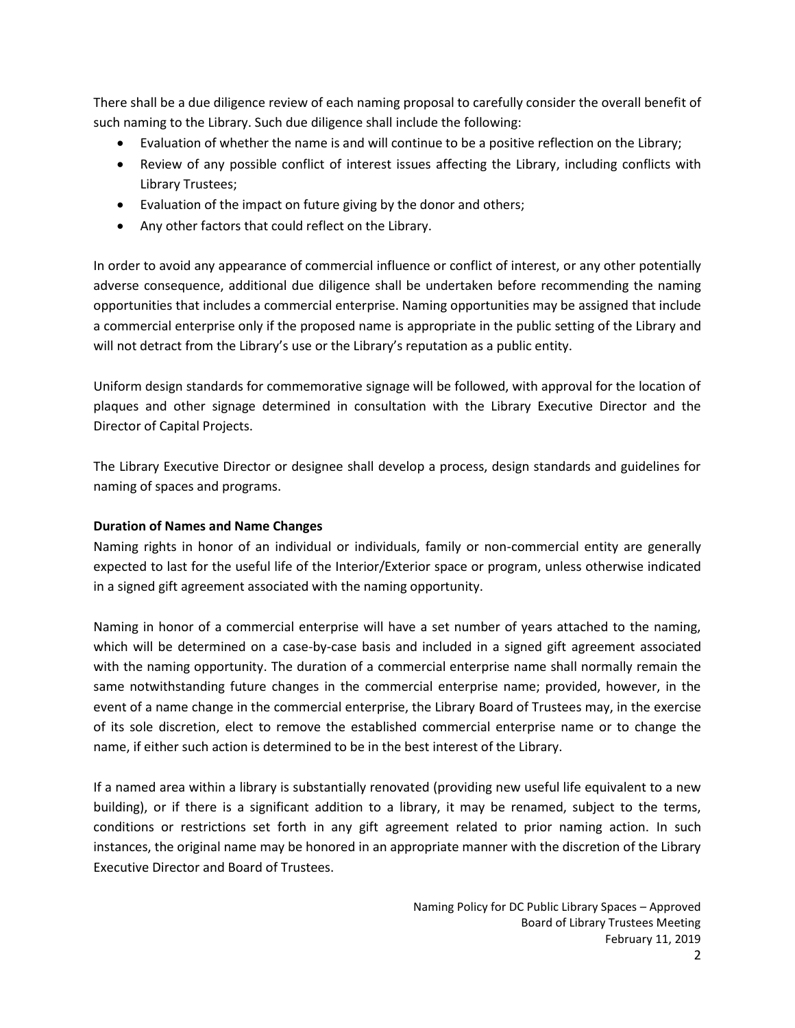There shall be a due diligence review of each naming proposal to carefully consider the overall benefit of such naming to the Library. Such due diligence shall include the following:

- Evaluation of whether the name is and will continue to be a positive reflection on the Library;
- Review of any possible conflict of interest issues affecting the Library, including conflicts with Library Trustees;
- Evaluation of the impact on future giving by the donor and others;
- Any other factors that could reflect on the Library.

In order to avoid any appearance of commercial influence or conflict of interest, or any other potentially adverse consequence, additional due diligence shall be undertaken before recommending the naming opportunities that includes a commercial enterprise. Naming opportunities may be assigned that include a commercial enterprise only if the proposed name is appropriate in the public setting of the Library and will not detract from the Library's use or the Library's reputation as a public entity.

Uniform design standards for commemorative signage will be followed, with approval for the location of plaques and other signage determined in consultation with the Library Executive Director and the Director of Capital Projects.

The Library Executive Director or designee shall develop a process, design standards and guidelines for naming of spaces and programs.

**Duration of Names and Name Changes**

Naming rights in honor of an individual or individuals, family or non-commercial entity are generally expected to last for the useful life of the Interior/Exterior space or program, unless otherwise indicated in a signed gift agreement associated with the naming opportunity.

Naming in honor of a commercial enterprise will have a set number of years attached to the naming, which will be determined on a case-by-case basis and included in a signed gift agreement associated with the naming opportunity. The duration of a commercial enterprise name shall normally remain the same notwithstanding future changes in the commercial enterprise name; provided, however, in the event of a name change in the commercial enterprise, the Library Board of Trustees may, in the exercise of its sole discretion, elect to remove the established commercial enterprise name or to change the name, if either such action is determined to be in the best interest of the Library.

If a named area within a library is substantially renovated (providing new useful life equivalent to a new building), or if there is a significant addition to a library, it may be renamed, subject to the terms, conditions or restrictions set forth in any gift agreement related to prior naming action. In such instances, the original name may be honored in an appropriate manner with the discretion of the Library Executive Director and Board of Trustees.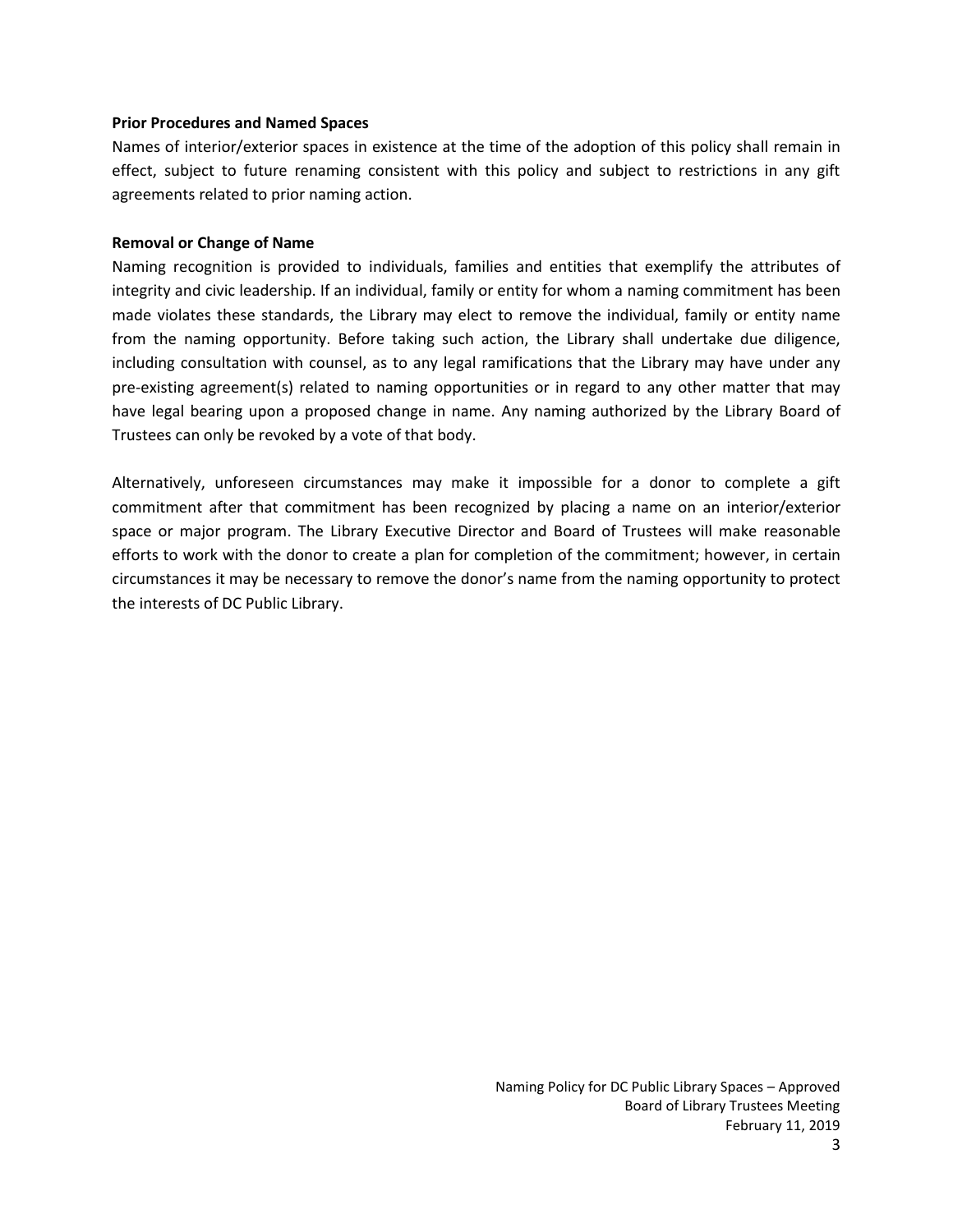**Prior Procedures and Named Spaces**

Names of interior/exterior spaces in existence at the time of the adoption of this policy shall remain in effect, subject to future renaming consistent with this policy and subject to restrictions in any gift agreements related to prior naming action.

**Removal or Change of Name**

Naming recognition is provided to individuals, families and entities that exemplify the attributes of integrity and civic leadership. If an individual, family or entity for whom a naming commitment has been made violates these standards, the Library may elect to remove the individual, family or entity name from the naming opportunity. Before taking such action, the Library shall undertake due diligence, including consultation with counsel, as to any legal ramifications that the Library may have under any pre-existing agreement(s) related to naming opportunities or in regard to any other matter that may have legal bearing upon a proposed change in name. Any naming authorized by the Library Board of Trustees can only be revoked by a vote of that body.

Alternatively, unforeseen circumstances may make it impossible for a donor to complete a gift commitment after that commitment has been recognized by placing a name on an interior/exterior space or major program. The Library Executive Director and Board of Trustees will make reasonable efforts to work with the donor to create a plan for completion of the commitment; however, in certain circumstances it may be necessary to remove the donor's name from the naming opportunity to protect the interests of DC Public Library.